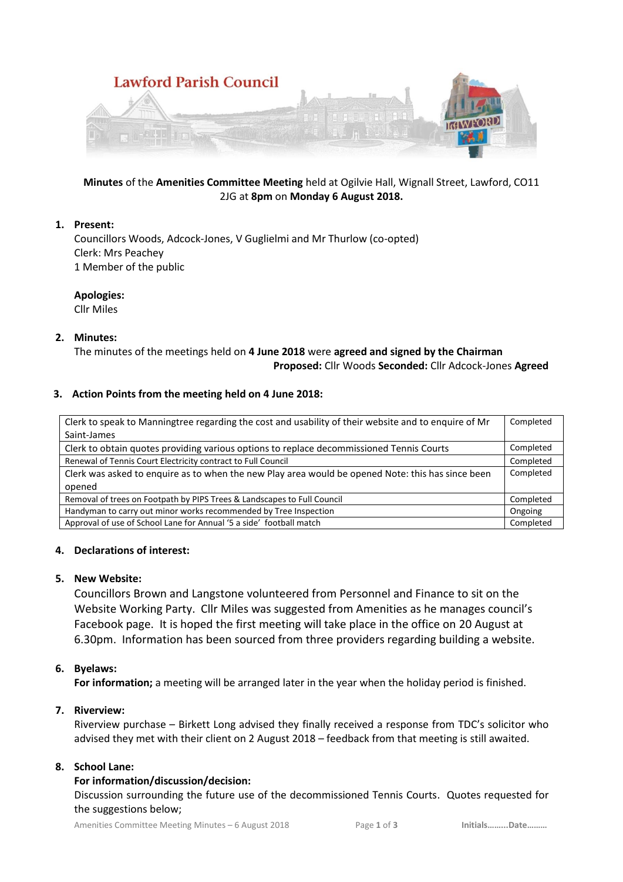# Lawford Parish Council

**Minutes** of the **Amenities Committee Meeting** held at Ogilvie Hall, Wignall Street, Lawford, CO11 2JG at **8pm** on **Monday 6 August 2018.**

## 1. Present:

Councillors Woods, Adcock-Jones, V Guglielmi and Mr Thurlow (co-opted)
Clerk: Mrs Peachey
1 Member of the public

**Apologies:**
Cllr Miles

## 2. Minutes:

The minutes of the meetings held on **4 June 2018** were **agreed and signed by the Chairman**

**Proposed:** Cllr Woods **Seconded:** Cllr Adcock-Jones **Agreed**

## 3. Action Points from the meeting held on 4 June 2018:

| Action | Status |
|---|---|
| Clerk to speak to Manningtree regarding the cost and usability of their website and to enquire of Mr Saint-James | Completed |
| Clerk to obtain quotes providing various options to replace decommissioned Tennis Courts | Completed |
| Renewal of Tennis Court Electricity contract to Full Council | Completed |
| Clerk was asked to enquire as to when the new Play area would be opened Note: this has since been opened | Completed |
| Removal of trees on Footpath by PIPS Trees & Landscapes to Full Council | Completed |
| Handyman to carry out minor works recommended by Tree Inspection | Ongoing |
| Approval of use of School Lane for Annual '5 a side' football match | Completed |

## 4. Declarations of interest:

## 5. New Website:

Councillors Brown and Langstone volunteered from Personnel and Finance to sit on the Website Working Party. Cllr Miles was suggested from Amenities as he manages council's Facebook page. It is hoped the first meeting will take place in the office on 20 August at 6.30pm. Information has been sourced from three providers regarding building a website.

## 6. Byelaws:

**For information;** a meeting will be arranged later in the year when the holiday period is finished.

## 7. Riverview:

Riverview purchase – Birkett Long advised they finally received a response from TDC's solicitor who advised they met with their client on 2 August 2018 – feedback from that meeting is still awaited.

## 8. School Lane:

**For information/discussion/decision:**

Discussion surrounding the future use of the decommissioned Tennis Courts. Quotes requested for the suggestions below;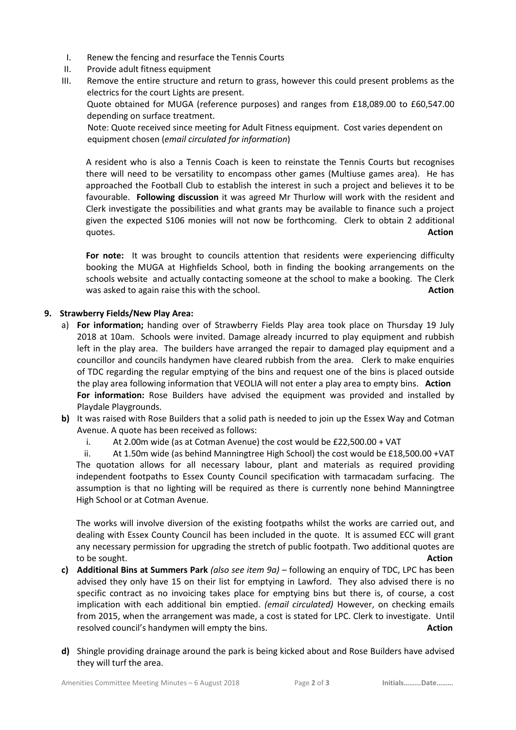I. Renew the fencing and resurface the Tennis Courts
II. Provide adult fitness equipment
III. Remove the entire structure and return to grass, however this could present problems as the electrics for the court Lights are present.
Quote obtained for MUGA (reference purposes) and ranges from £18,089.00 to £60,547.00 depending on surface treatment.
Note: Quote received since meeting for Adult Fitness equipment. Cost varies dependent on equipment chosen (*email circulated for information*)

A resident who is also a Tennis Coach is keen to reinstate the Tennis Courts but recognises there will need to be versatility to encompass other games (Multiuse games area). He has approached the Football Club to establish the interest in such a project and believes it to be favourable. **Following discussion** it was agreed Mr Thurlow will work with the resident and Clerk investigate the possibilities and what grants may be available to finance such a project given the expected S106 monies will not now be forthcoming. Clerk to obtain 2 additional quotes. **Action**

**For note:** It was brought to councils attention that residents were experiencing difficulty booking the MUGA at Highfields School, both in finding the booking arrangements on the schools website and actually contacting someone at the school to make a booking. The Clerk was asked to again raise this with the school. **Action**

**9. Strawberry Fields/New Play Area:**

a) **For information;** handing over of Strawberry Fields Play area took place on Thursday 19 July 2018 at 10am. Schools were invited. Damage already incurred to play equipment and rubbish left in the play area. The builders have arranged the repair to damaged play equipment and a councillor and councils handymen have cleared rubbish from the area. Clerk to make enquiries of TDC regarding the regular emptying of the bins and request one of the bins is placed outside the play area following information that VEOLIA will not enter a play area to empty bins. **Action**
**For information:** Rose Builders have advised the equipment was provided and installed by Playdale Playgrounds.

**b)** It was raised with Rose Builders that a solid path is needed to join up the Essex Way and Cotman Avenue. A quote has been received as follows:

i. At 2.00m wide (as at Cotman Avenue) the cost would be £22,500.00 + VAT
ii. At 1.50m wide (as behind Manningtree High School) the cost would be £18,500.00 +VAT

The quotation allows for all necessary labour, plant and materials as required providing independent footpaths to Essex County Council specification with tarmacadam surfacing. The assumption is that no lighting will be required as there is currently none behind Manningtree High School or at Cotman Avenue.

The works will involve diversion of the existing footpaths whilst the works are carried out, and dealing with Essex County Council has been included in the quote. It is assumed ECC will grant any necessary permission for upgrading the stretch of public footpath. Two additional quotes are to be sought. **Action**

**c) Additional Bins at Summers Park** *(also see item 9a)* – following an enquiry of TDC, LPC has been advised they only have 15 on their list for emptying in Lawford. They also advised there is no specific contract as no invoicing takes place for emptying bins but there is, of course, a cost implication with each additional bin emptied. *(email circulated)* However, on checking emails from 2015, when the arrangement was made, a cost is stated for LPC. Clerk to investigate. Until resolved council's handymen will empty the bins. **Action**

**d)** Shingle providing drainage around the park is being kicked about and Rose Builders have advised they will turf the area.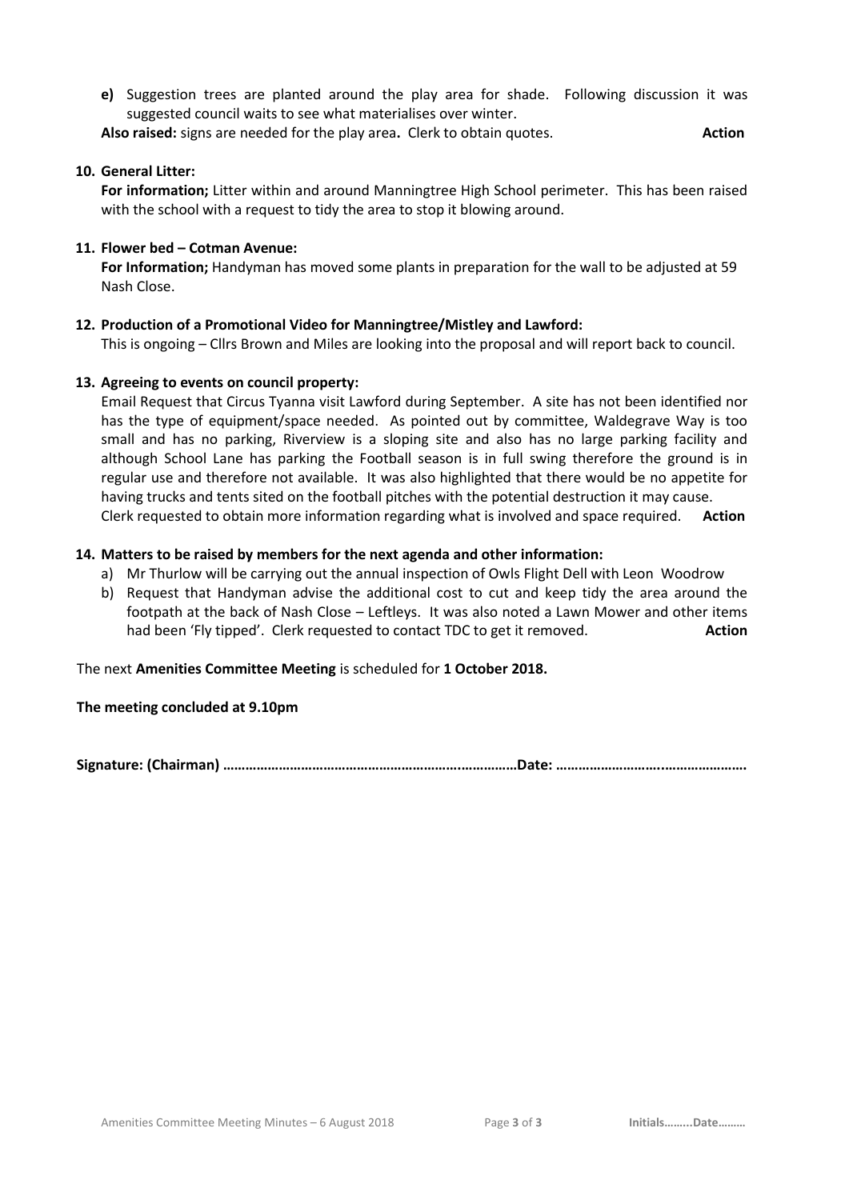**e)** Suggestion trees are planted around the play area for shade. Following discussion it was suggested council waits to see what materialises over winter.

**Also raised:** signs are needed for the play area**.** Clerk to obtain quotes. **Action**

**10. General Litter:**

**For information;** Litter within and around Manningtree High School perimeter. This has been raised with the school with a request to tidy the area to stop it blowing around.

**11. Flower bed – Cotman Avenue:**

**For Information;** Handyman has moved some plants in preparation for the wall to be adjusted at 59 Nash Close.

**12. Production of a Promotional Video for Manningtree/Mistley and Lawford:**

This is ongoing – Cllrs Brown and Miles are looking into the proposal and will report back to council.

**13. Agreeing to events on council property:**

Email Request that Circus Tyanna visit Lawford during September. A site has not been identified nor has the type of equipment/space needed. As pointed out by committee, Waldegrave Way is too small and has no parking, Riverview is a sloping site and also has no large parking facility and although School Lane has parking the Football season is in full swing therefore the ground is in regular use and therefore not available. It was also highlighted that there would be no appetite for having trucks and tents sited on the football pitches with the potential destruction it may cause.
Clerk requested to obtain more information regarding what is involved and space required. **Action**

**14. Matters to be raised by members for the next agenda and other information:**

a) Mr Thurlow will be carrying out the annual inspection of Owls Flight Dell with Leon Woodrow
b) Request that Handyman advise the additional cost to cut and keep tidy the area around the footpath at the back of Nash Close – Leftleys. It was also noted a Lawn Mower and other items had been 'Fly tipped'. Clerk requested to contact TDC to get it removed. **Action**

The next **Amenities Committee Meeting** is scheduled for **1 October 2018.**

**The meeting concluded at 9.10pm**

**Signature: (Chairman) ……………………………………………………………………Date: ……………………………………………**